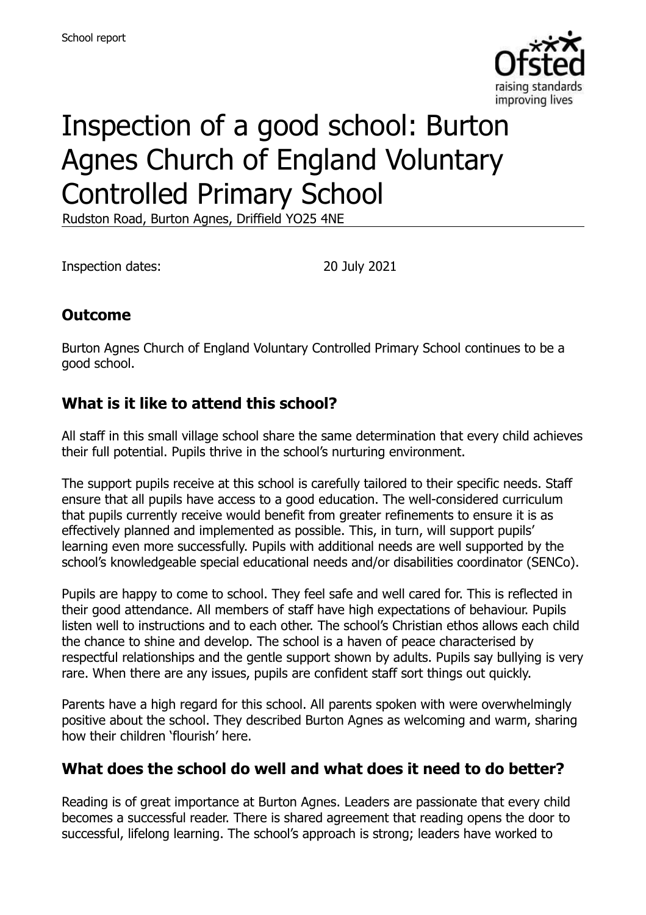School report

# Inspection of a good school: Burton Agnes Church of England Voluntary Controlled Primary School

Rudston Road, Burton Agnes, Driffield YO25 4NE

Inspection dates: 20 July 2021

## Outcome

Burton Agnes Church of England Voluntary Controlled Primary School continues to be a good school.

## What is it like to attend this school?

All staff in this small village school share the same determination that every child achieves their full potential. Pupils thrive in the school's nurturing environment.

The support pupils receive at this school is carefully tailored to their specific needs. Staff ensure that all pupils have access to a good education. The well-considered curriculum that pupils currently receive would benefit from greater refinements to ensure it is as effectively planned and implemented as possible. This, in turn, will support pupils' learning even more successfully. Pupils with additional needs are well supported by the school's knowledgeable special educational needs and/or disabilities coordinator (SENCo).

Pupils are happy to come to school. They feel safe and well cared for. This is reflected in their good attendance. All members of staff have high expectations of behaviour. Pupils listen well to instructions and to each other. The school's Christian ethos allows each child the chance to shine and develop. The school is a haven of peace characterised by respectful relationships and the gentle support shown by adults. Pupils say bullying is very rare. When there are any issues, pupils are confident staff sort things out quickly.

Parents have a high regard for this school. All parents spoken with were overwhelmingly positive about the school. They described Burton Agnes as welcoming and warm, sharing how their children 'flourish' here.

## What does the school do well and what does it need to do better?

Reading is of great importance at Burton Agnes. Leaders are passionate that every child becomes a successful reader. There is shared agreement that reading opens the door to successful, lifelong learning. The school's approach is strong; leaders have worked to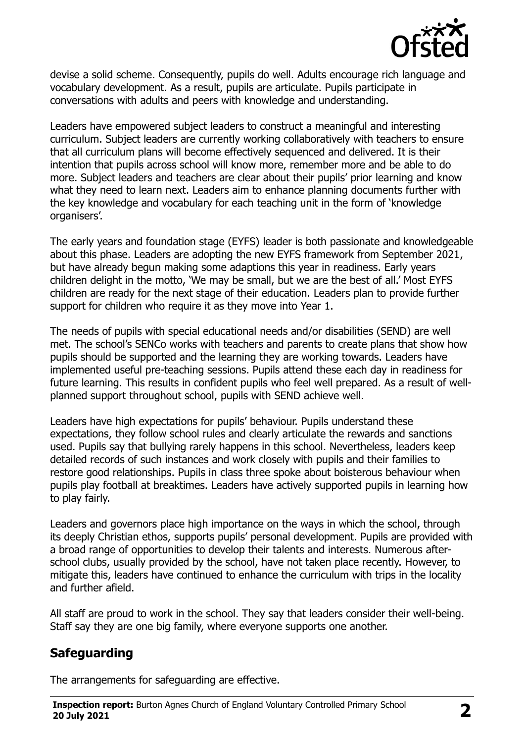devise a solid scheme. Consequently, pupils do well. Adults encourage rich language and vocabulary development. As a result, pupils are articulate. Pupils participate in conversations with adults and peers with knowledge and understanding.

Leaders have empowered subject leaders to construct a meaningful and interesting curriculum. Subject leaders are currently working collaboratively with teachers to ensure that all curriculum plans will become effectively sequenced and delivered. It is their intention that pupils across school will know more, remember more and be able to do more. Subject leaders and teachers are clear about their pupils' prior learning and know what they need to learn next. Leaders aim to enhance planning documents further with the key knowledge and vocabulary for each teaching unit in the form of 'knowledge organisers'.

The early years and foundation stage (EYFS) leader is both passionate and knowledgeable about this phase. Leaders are adopting the new EYFS framework from September 2021, but have already begun making some adaptions this year in readiness. Early years children delight in the motto, 'We may be small, but we are the best of all.' Most EYFS children are ready for the next stage of their education. Leaders plan to provide further support for children who require it as they move into Year 1.

The needs of pupils with special educational needs and/or disabilities (SEND) are well met. The school's SENCo works with teachers and parents to create plans that show how pupils should be supported and the learning they are working towards. Leaders have implemented useful pre-teaching sessions. Pupils attend these each day in readiness for future learning. This results in confident pupils who feel well prepared. As a result of well-planned support throughout school, pupils with SEND achieve well.

Leaders have high expectations for pupils' behaviour. Pupils understand these expectations, they follow school rules and clearly articulate the rewards and sanctions used. Pupils say that bullying rarely happens in this school. Nevertheless, leaders keep detailed records of such instances and work closely with pupils and their families to restore good relationships. Pupils in class three spoke about boisterous behaviour when pupils play football at breaktimes. Leaders have actively supported pupils in learning how to play fairly.

Leaders and governors place high importance on the ways in which the school, through its deeply Christian ethos, supports pupils' personal development. Pupils are provided with a broad range of opportunities to develop their talents and interests. Numerous after-school clubs, usually provided by the school, have not taken place recently. However, to mitigate this, leaders have continued to enhance the curriculum with trips in the locality and further afield.

All staff are proud to work in the school. They say that leaders consider their well-being. Staff say they are one big family, where everyone supports one another.

## Safeguarding

The arrangements for safeguarding are effective.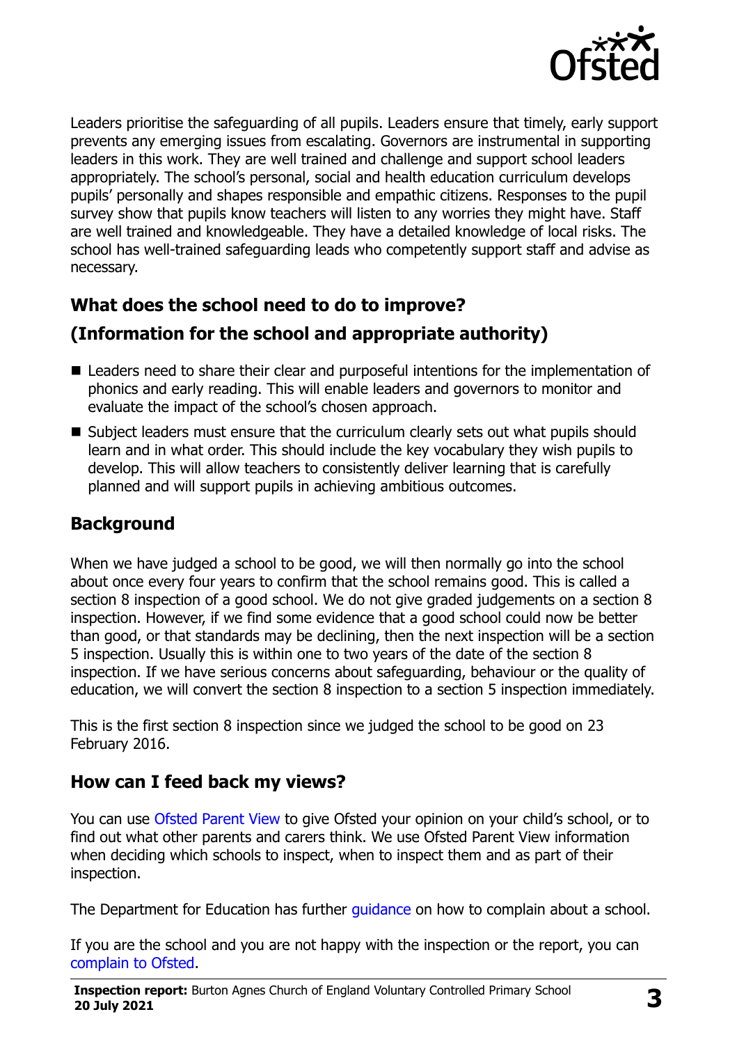Leaders prioritise the safeguarding of all pupils. Leaders ensure that timely, early support prevents any emerging issues from escalating. Governors are instrumental in supporting leaders in this work. They are well trained and challenge and support school leaders appropriately. The school's personal, social and health education curriculum develops pupils' personally and shapes responsible and empathic citizens. Responses to the pupil survey show that pupils know teachers will listen to any worries they might have. Staff are well trained and knowledgeable. They have a detailed knowledge of local risks. The school has well-trained safeguarding leads who competently support staff and advise as necessary.

## What does the school need to do to improve?

## (Information for the school and appropriate authority)

- Leaders need to share their clear and purposeful intentions for the implementation of phonics and early reading. This will enable leaders and governors to monitor and evaluate the impact of the school's chosen approach.
- Subject leaders must ensure that the curriculum clearly sets out what pupils should learn and in what order. This should include the key vocabulary they wish pupils to develop. This will allow teachers to consistently deliver learning that is carefully planned and will support pupils in achieving ambitious outcomes.

## Background

When we have judged a school to be good, we will then normally go into the school about once every four years to confirm that the school remains good. This is called a section 8 inspection of a good school. We do not give graded judgements on a section 8 inspection. However, if we find some evidence that a good school could now be better than good, or that standards may be declining, then the next inspection will be a section 5 inspection. Usually this is within one to two years of the date of the section 8 inspection. If we have serious concerns about safeguarding, behaviour or the quality of education, we will convert the section 8 inspection to a section 5 inspection immediately.

This is the first section 8 inspection since we judged the school to be good on 23 February 2016.

## How can I feed back my views?

You can use Ofsted Parent View to give Ofsted your opinion on your child's school, or to find out what other parents and carers think. We use Ofsted Parent View information when deciding which schools to inspect, when to inspect them and as part of their inspection.

The Department for Education has further guidance on how to complain about a school.

If you are the school and you are not happy with the inspection or the report, you can complain to Ofsted.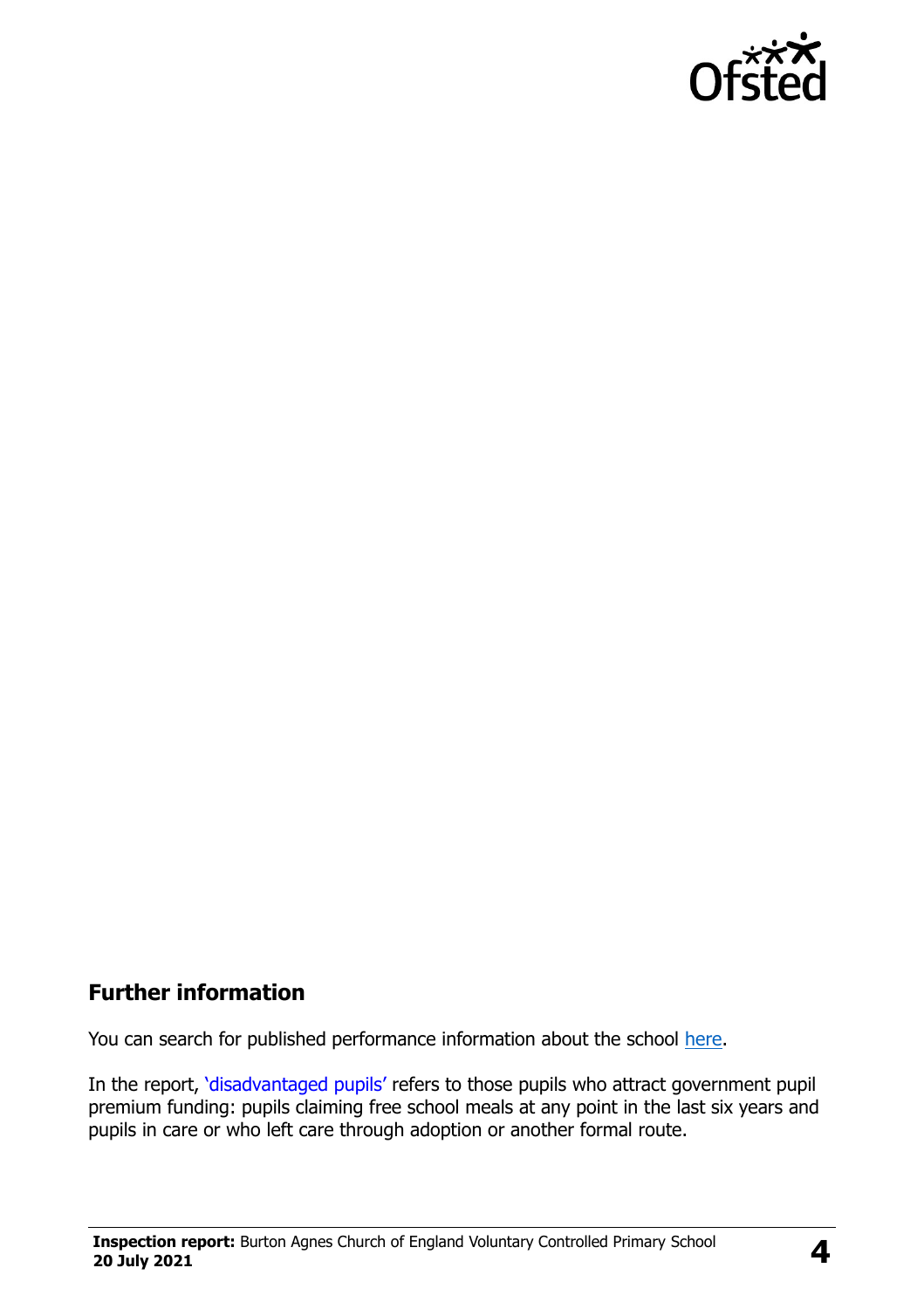## Further information

You can search for published performance information about the school [here](#).

In the report, 'disadvantaged pupils' refers to those pupils who attract government pupil premium funding: pupils claiming free school meals at any point in the last six years and pupils in care or who left care through adoption or another formal route.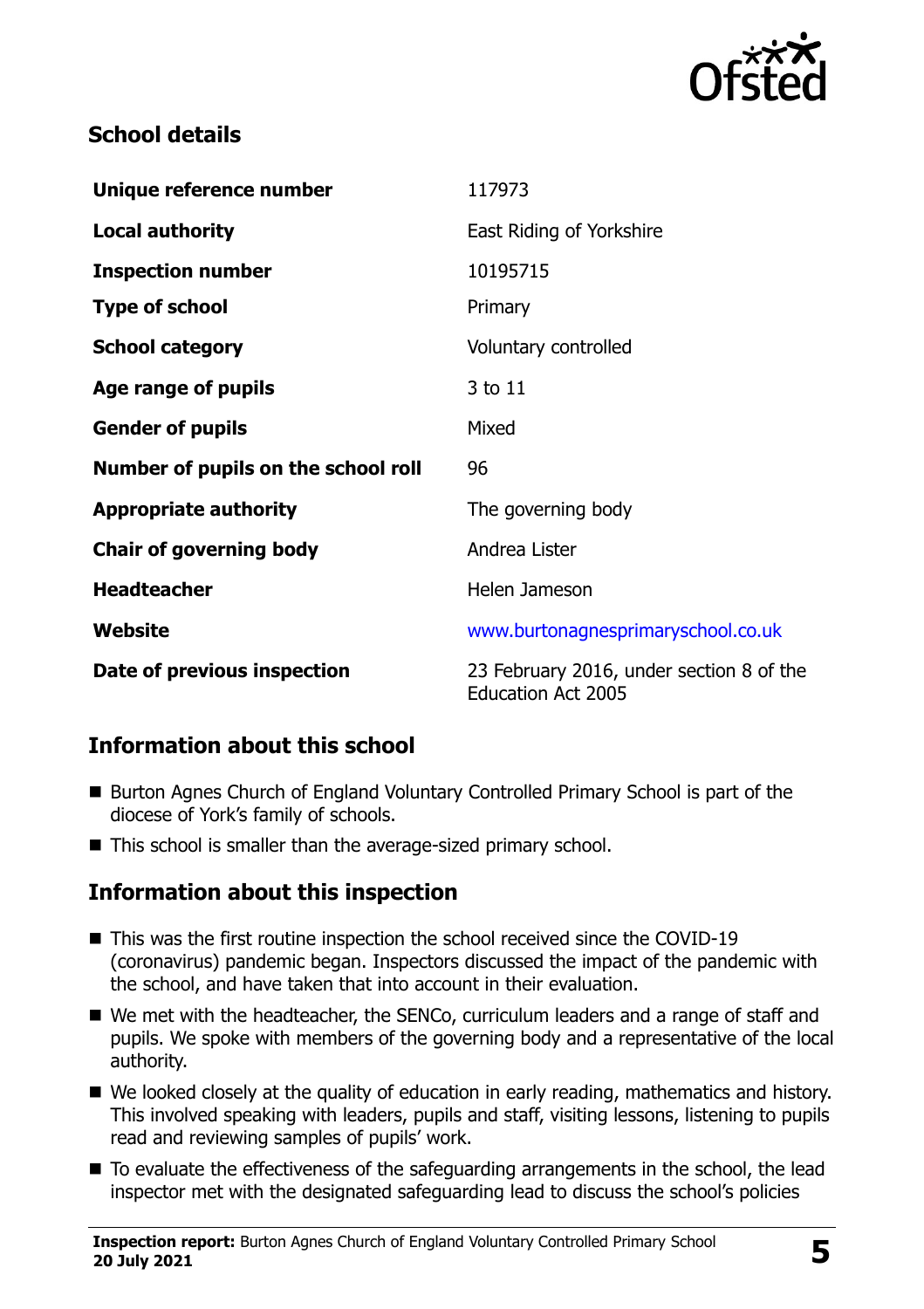## School details

| | |
|---|---|
| **Unique reference number** | 117973 |
| **Local authority** | East Riding of Yorkshire |
| **Inspection number** | 10195715 |
| **Type of school** | Primary |
| **School category** | Voluntary controlled |
| **Age range of pupils** | 3 to 11 |
| **Gender of pupils** | Mixed |
| **Number of pupils on the school roll** | 96 |
| **Appropriate authority** | The governing body |
| **Chair of governing body** | Andrea Lister |
| **Headteacher** | Helen Jameson |
| **Website** | www.burtonagnesprimaryschool.co.uk |
| **Date of previous inspection** | 23 February 2016, under section 8 of the Education Act 2005 |

## Information about this school

- Burton Agnes Church of England Voluntary Controlled Primary School is part of the diocese of York's family of schools.
- This school is smaller than the average-sized primary school.

## Information about this inspection

- This was the first routine inspection the school received since the COVID-19 (coronavirus) pandemic began. Inspectors discussed the impact of the pandemic with the school, and have taken that into account in their evaluation.
- We met with the headteacher, the SENCo, curriculum leaders and a range of staff and pupils. We spoke with members of the governing body and a representative of the local authority.
- We looked closely at the quality of education in early reading, mathematics and history. This involved speaking with leaders, pupils and staff, visiting lessons, listening to pupils read and reviewing samples of pupils' work.
- To evaluate the effectiveness of the safeguarding arrangements in the school, the lead inspector met with the designated safeguarding lead to discuss the school's policies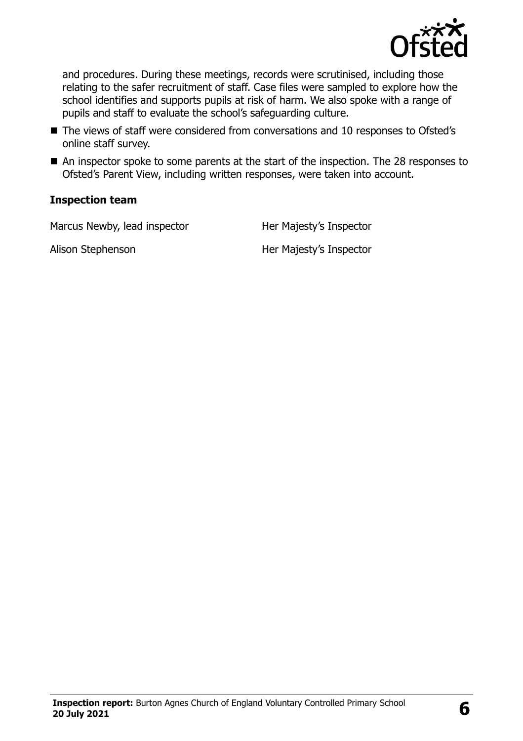and procedures. During these meetings, records were scrutinised, including those relating to the safer recruitment of staff. Case files were sampled to explore how the school identifies and supports pupils at risk of harm. We also spoke with a range of pupils and staff to evaluate the school's safeguarding culture.

- The views of staff were considered from conversations and 10 responses to Ofsted's online staff survey.
- An inspector spoke to some parents at the start of the inspection. The 28 responses to Ofsted's Parent View, including written responses, were taken into account.

### Inspection team

| | |
|---|---|
| Marcus Newby, lead inspector | Her Majesty's Inspector |
| Alison Stephenson | Her Majesty's Inspector |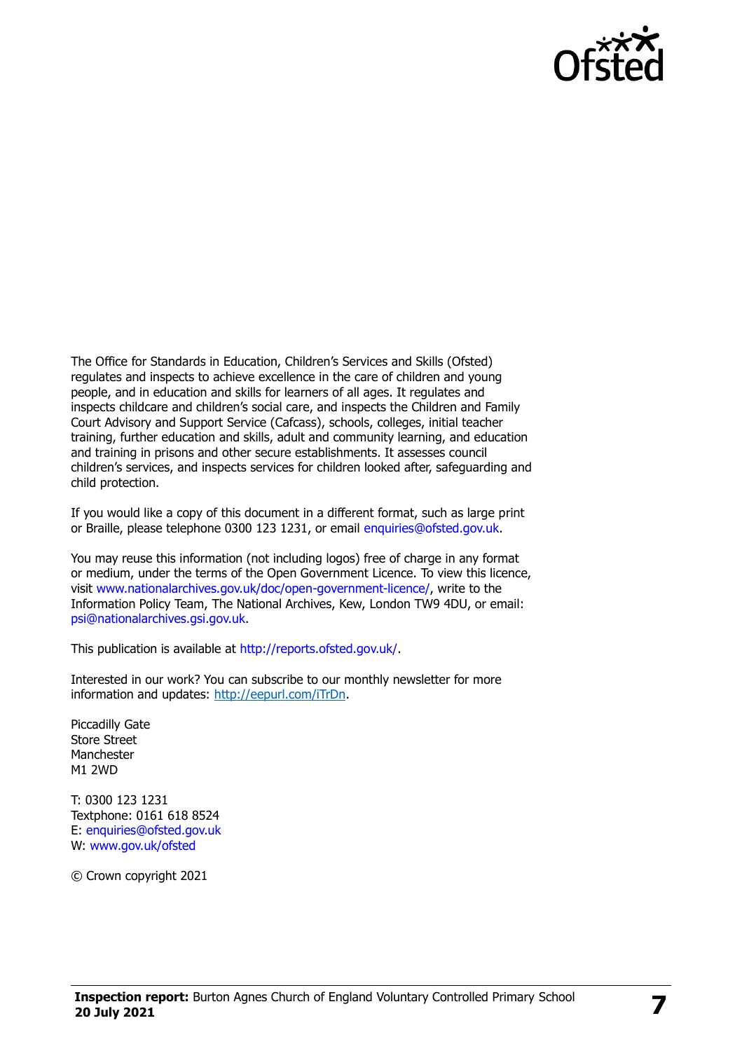The Office for Standards in Education, Children's Services and Skills (Ofsted) regulates and inspects to achieve excellence in the care of children and young people, and in education and skills for learners of all ages. It regulates and inspects childcare and children's social care, and inspects the Children and Family Court Advisory and Support Service (Cafcass), schools, colleges, initial teacher training, further education and skills, adult and community learning, and education and training in prisons and other secure establishments. It assesses council children's services, and inspects services for children looked after, safeguarding and child protection.

If you would like a copy of this document in a different format, such as large print or Braille, please telephone 0300 123 1231, or email enquiries@ofsted.gov.uk.

You may reuse this information (not including logos) free of charge in any format or medium, under the terms of the Open Government Licence. To view this licence, visit www.nationalarchives.gov.uk/doc/open-government-licence/, write to the Information Policy Team, The National Archives, Kew, London TW9 4DU, or email: psi@nationalarchives.gsi.gov.uk.

This publication is available at http://reports.ofsted.gov.uk/.

Interested in our work? You can subscribe to our monthly newsletter for more information and updates: http://eepurl.com/iTrDn.

Piccadilly Gate
Store Street
Manchester
M1 2WD

T: 0300 123 1231
Textphone: 0161 618 8524
E: enquiries@ofsted.gov.uk
W: www.gov.uk/ofsted

© Crown copyright 2021